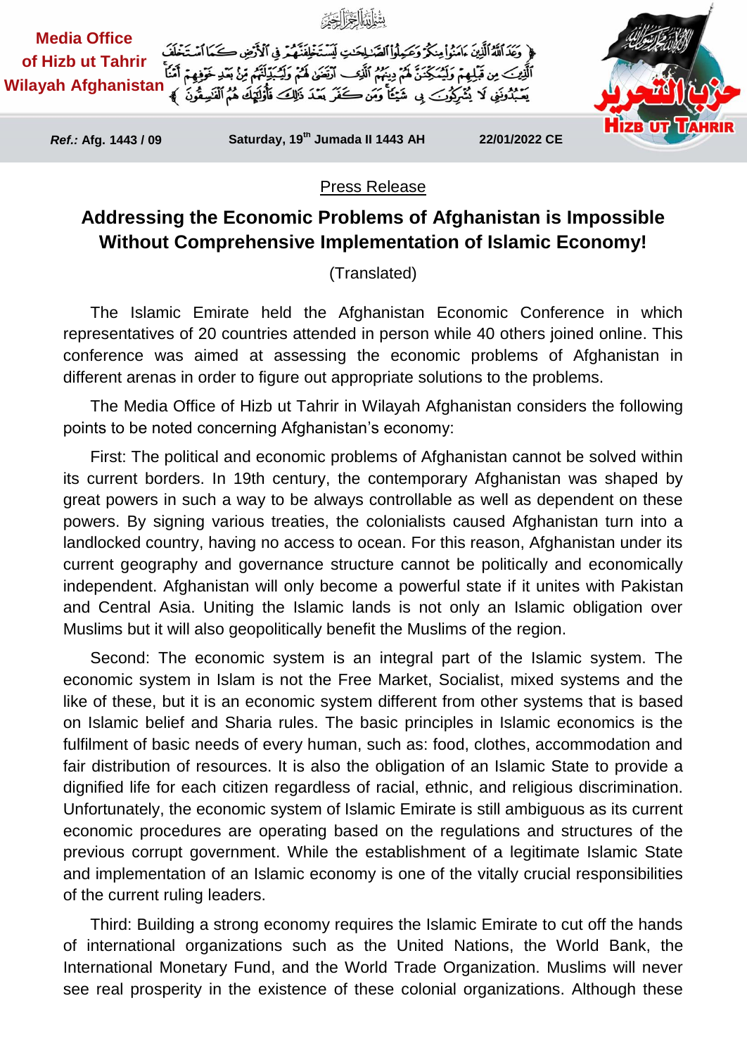Media Office of Hizb ut Tahrir Wilayah Afghanistan

بِسْمِ اللَّهِ الرَّحْمَٰنِ الرَّحِيمِ

﴿وَعَدَ اللَّهُ الَّذِينَ آمَنُوا مِنكُمْ وَعَمِلُوا الصَّالِحَاتِ لَيَسْتَخْلِفَنَّهُمْ فِي الْأَرْضِ كَمَا اسْتَخْلَفَ الَّذِينَ مِن قَبْلِهِمْ وَلَيُمَكِّنَنَّ لَهُمْ دِينَهُمُ الَّذِي ارْتَضَىٰ لَهُمْ وَلَيُبَدِّلَنَّهُم مِّن بَعْدِ خَوْفِهِمْ أَمْنًا يَعْبُدُونَنِي لَا يُشْرِكُونَ بِي شَيْئًا وَمَن كَفَرَ بَعْدَ ذَٰلِكَ فَأُولَٰئِكَ هُمُ الْفَاسِقُونَ﴾

حزب التحرير — Hizb ut Tahrir

*Ref.:* Afg. 1443 / 09 | Saturday, 19th Jumada II 1443 AH | 22/01/2022 CE

Press Release

# Addressing the Economic Problems of Afghanistan is Impossible Without Comprehensive Implementation of Islamic Economy!

(Translated)

The Islamic Emirate held the Afghanistan Economic Conference in which representatives of 20 countries attended in person while 40 others joined online. This conference was aimed at assessing the economic problems of Afghanistan in different arenas in order to figure out appropriate solutions to the problems.

The Media Office of Hizb ut Tahrir in Wilayah Afghanistan considers the following points to be noted concerning Afghanistan's economy:

First: The political and economic problems of Afghanistan cannot be solved within its current borders. In 19th century, the contemporary Afghanistan was shaped by great powers in such a way to be always controllable as well as dependent on these powers. By signing various treaties, the colonialists caused Afghanistan turn into a landlocked country, having no access to ocean. For this reason, Afghanistan under its current geography and governance structure cannot be politically and economically independent. Afghanistan will only become a powerful state if it unites with Pakistan and Central Asia. Uniting the Islamic lands is not only an Islamic obligation over Muslims but it will also geopolitically benefit the Muslims of the region.

Second: The economic system is an integral part of the Islamic system. The economic system in Islam is not the Free Market, Socialist, mixed systems and the like of these, but it is an economic system different from other systems that is based on Islamic belief and Sharia rules. The basic principles in Islamic economics is the fulfilment of basic needs of every human, such as: food, clothes, accommodation and fair distribution of resources. It is also the obligation of an Islamic State to provide a dignified life for each citizen regardless of racial, ethnic, and religious discrimination. Unfortunately, the economic system of Islamic Emirate is still ambiguous as its current economic procedures are operating based on the regulations and structures of the previous corrupt government. While the establishment of a legitimate Islamic State and implementation of an Islamic economy is one of the vitally crucial responsibilities of the current ruling leaders.

Third: Building a strong economy requires the Islamic Emirate to cut off the hands of international organizations such as the United Nations, the World Bank, the International Monetary Fund, and the World Trade Organization. Muslims will never see real prosperity in the existence of these colonial organizations. Although these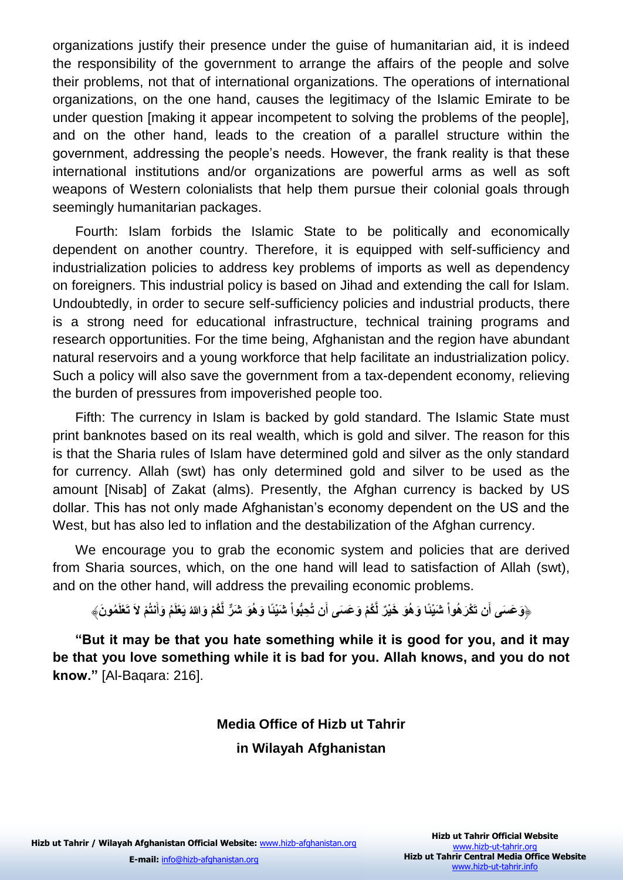organizations justify their presence under the guise of humanitarian aid, it is indeed the responsibility of the government to arrange the affairs of the people and solve their problems, not that of international organizations. The operations of international organizations, on the one hand, causes the legitimacy of the Islamic Emirate to be under question [making it appear incompetent to solving the problems of the people], and on the other hand, leads to the creation of a parallel structure within the government, addressing the people's needs. However, the frank reality is that these international institutions and/or organizations are powerful arms as well as soft weapons of Western colonialists that help them pursue their colonial goals through seemingly humanitarian packages.

Fourth: Islam forbids the Islamic State to be politically and economically dependent on another country. Therefore, it is equipped with self-sufficiency and industrialization policies to address key problems of imports as well as dependency on foreigners. This industrial policy is based on Jihad and extending the call for Islam. Undoubtedly, in order to secure self-sufficiency policies and industrial products, there is a strong need for educational infrastructure, technical training programs and research opportunities. For the time being, Afghanistan and the region have abundant natural reservoirs and a young workforce that help facilitate an industrialization policy. Such a policy will also save the government from a tax-dependent economy, relieving the burden of pressures from impoverished people too.

Fifth: The currency in Islam is backed by gold standard. The Islamic State must print banknotes based on its real wealth, which is gold and silver. The reason for this is that the Sharia rules of Islam have determined gold and silver as the only standard for currency. Allah (swt) has only determined gold and silver to be used as the amount [Nisab] of Zakat (alms). Presently, the Afghan currency is backed by US dollar. This has not only made Afghanistan's economy dependent on the US and the West, but has also led to inflation and the destabilization of the Afghan currency.

We encourage you to grab the economic system and policies that are derived from Sharia sources, which, on the one hand will lead to satisfaction of Allah (swt), and on the other hand, will address the prevailing economic problems.

﴿وَعَسَى أَن تَكْرَهُواْ شَيْئًا وَهُوَ خَيْرٌ لَّكُمْ وَعَسَى أَن تُحِبُّواْ شَيْئًا وَهُوَ شَرٌّ لَّكُمْ وَاللهُ يَعْلَمُ وَأَنتُمْ لاَ تَعْلَمُونَ﴾

**"But it may be that you hate something while it is good for you, and it may be that you love something while it is bad for you. Allah knows, and you do not know."** [Al-Baqara: 216].

**Media Office of Hizb ut Tahrir**
**in Wilayah Afghanistan**

**Hizb ut Tahrir / Wilayah Afghanistan Official Website:** www.hizb-afghanistan.org
**E-mail:** info@hizb-afghanistan.org

**Hizb ut Tahrir Official Website**
www.hizb-ut-tahrir.org
**Hizb ut Tahrir Central Media Office Website**
www.hizb-ut-tahrir.info